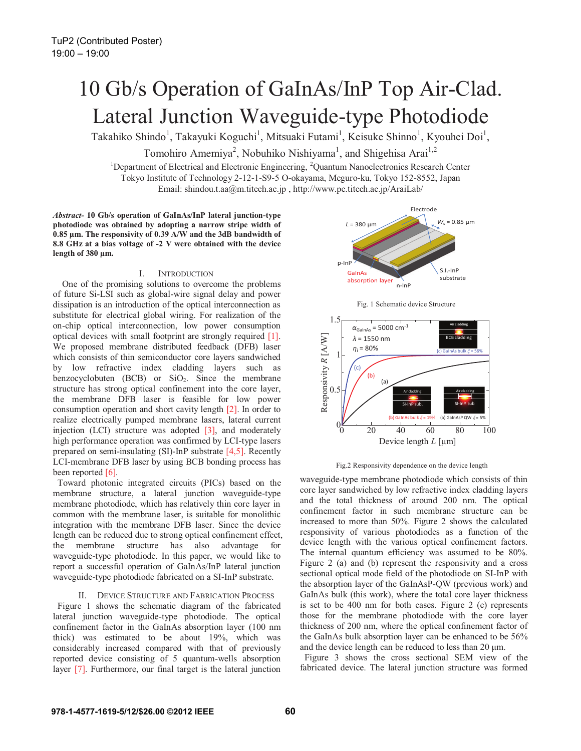TuP2 (Contributed Poster)
19:00 – 19:00

# 10 Gb/s Operation of GaInAs/InP Top Air-Clad. Lateral Junction Waveguide-type Photodiode

Takahiko Shindo[1], Takayuki Koguchi[1], Mitsuaki Futami[1], Keisuke Shinno[1], Kyouhei Doi[1], Tomohiro Amemiya[2], Nobuhiko Nishiyama[1], and Shigehisa Arai[1,2]

[1]Department of Electrical and Electronic Engineering, [2]Quantum Nanoelectronics Research Center
Tokyo Institute of Technology 2-12-1-S9-5 O-okayama, Meguro-ku, Tokyo 152-8552, Japan
Email: shindou.t.aa@m.titech.ac.jp , http://www.pe.titech.ac.jp/AraiLab/

***Abstract*- 10 Gb/s operation of GaInAs/InP lateral junction-type photodiode was obtained by adopting a narrow stripe width of 0.85 μm. The responsivity of 0.39 A/W and the 3dB bandwidth of 8.8 GHz at a bias voltage of -2 V were obtained with the device length of 380 μm.**

## I. Introduction

One of the promising solutions to overcome the problems of future Si-LSI such as global-wire signal delay and power dissipation is an introduction of the optical interconnection as substitute for electrical global wiring. For realization of the on-chip optical interconnection, low power consumption optical devices with small footprint are strongly required [1]. We proposed membrane distributed feedback (DFB) laser which consists of thin semiconductor core layers sandwiched by low refractive index cladding layers such as benzocyclobuten (BCB) or $SiO_2$. Since the membrane structure has strong optical confinement into the core layer, the membrane DFB laser is feasible for low power consumption operation and short cavity length [2]. In order to realize electrically pumped membrane lasers, lateral current injection (LCI) structure was adopted [3], and moderately high performance operation was confirmed by LCI-type lasers prepared on semi-insulating (SI)-InP substrate [4,5]. Recently LCI-membrane DFB laser by using BCB bonding process has been reported [6].

Toward photonic integrated circuits (PICs) based on the membrane structure, a lateral junction waveguide-type membrane photodiode, which has relatively thin core layer in common with the membrane laser, is suitable for monolithic integration with the membrane DFB laser. Since the device length can be reduced due to strong optical confinement effect, the membrane structure has also advantage for waveguide-type photodiode. In this paper, we would like to report a successful operation of GaInAs/InP lateral junction waveguide-type photodiode fabricated on a SI-InP substrate.

## II. Device Structure and Fabrication Process

Figure 1 shows the schematic diagram of the fabricated lateral junction waveguide-type photodiode. The optical confinement factor in the GaInAs absorption layer (100 nm thick) was estimated to be about 19%, which was considerably increased compared with that of previously reported device consisting of 5 quantum-wells absorption layer [7]. Furthermore, our final target is the lateral junction waveguide-type membrane photodiode which consists of thin core layer sandwiched by low refractive index cladding layers and the total thickness of around 200 nm. The optical confinement factor in such membrane structure can be increased to more than 50%. Figure 2 shows the calculated responsivity of various photodiodes as a function of the device length with the various optical confinement factors. The internal quantum efficiency was assumed to be 80%. Figure 2 (a) and (b) represent the responsivity and a cross sectional optical mode field of the photodiode on SI-InP with the absorption layer of the GaInAsP-QW (previous work) and GaInAs bulk (this work), where the total core layer thickness is set to be 400 nm for both cases. Figure 2 (c) represents those for the membrane photodiode with the core layer thickness of 200 nm, where the optical confinement factor of the GaInAs bulk absorption layer can be enhanced to be 56% and the device length can be reduced to less than 20 μm.

Fig. 1 Schematic device Structure

Fig.2 Responsivity dependence on the device length

Figure 3 shows the cross sectional SEM view of the fabricated device. The lateral junction structure was formed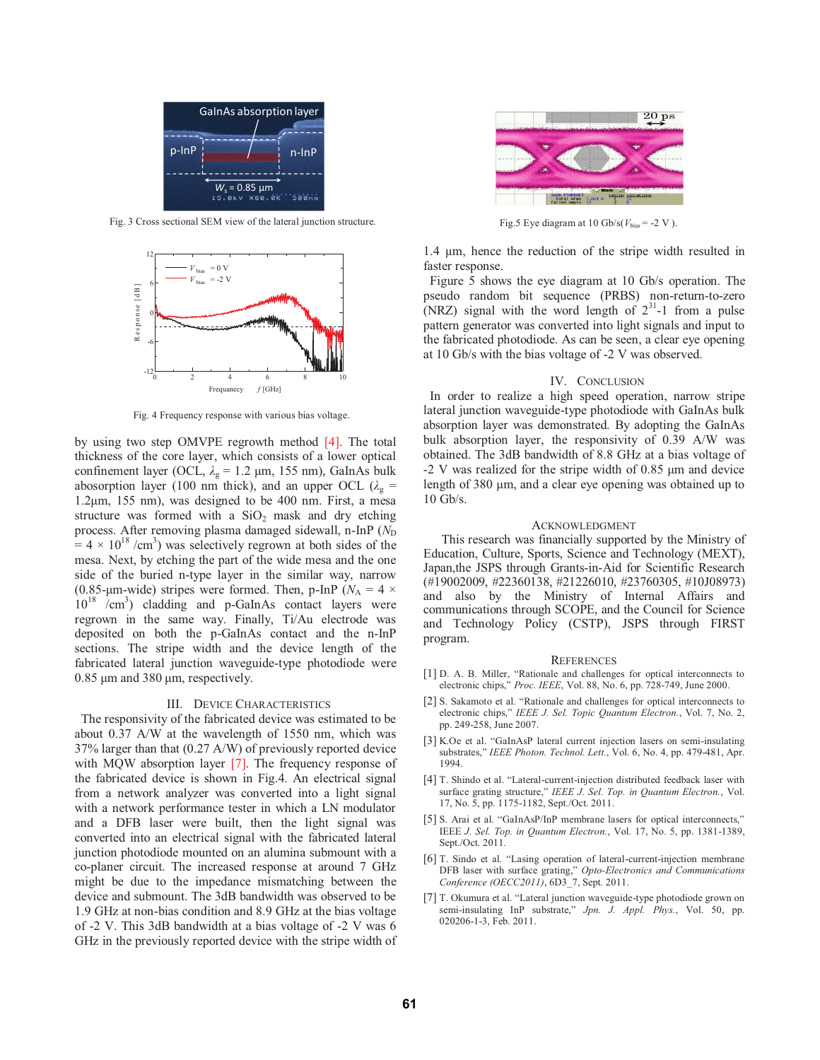GaInAs absorption layer

p-InP

n-InP

$W_s$ = 0.85 µm

15.0kV ×60.0K 500nm

Fig. 3 Cross sectional SEM view of the lateral junction structure.

12

6

0

-6

-12

Response [dB]

$V_{bias}$ = 0 V

$V_{bias}$ = -2 V

0 2 4 6 8 10

Frequancy $f$ [GHz]

Fig. 4 Frequency response with various bias voltage.

by using two step OMVPE regrowth method [4]. The total thickness of the core layer, which consists of a lower optical confinement layer (OCL, $\lambda_g$ = 1.2 µm, 155 nm), GaInAs bulk abosorption layer (100 nm thick), and an upper OCL ($\lambda_g$ = 1.2µm, 155 nm), was designed to be 400 nm. First, a mesa structure was formed with a $SiO_2$ mask and dry etching process. After removing plasma damaged sidewall, n-InP ($N_D$ = 4 × $10^{18}$ /cm$^3$) was selectively regrown at both sides of the mesa. Next, by etching the part of the wide mesa and the one side of the buried n-type layer in the similar way, narrow (0.85-µm-wide) stripes were formed. Then, p-InP ($N_A$ = 4 × $10^{18}$ /cm$^3$) cladding and p-GaInAs contact layers were regrown in the same way. Finally, Ti/Au electrode was deposited on both the p-GaInAs contact and the n-InP sections. The stripe width and the device length of the fabricated lateral junction waveguide-type photodiode were 0.85 µm and 380 µm, respectively.

## III. Device Characteristics

The responsivity of the fabricated device was estimated to be about 0.37 A/W at the wavelength of 1550 nm, which was 37% larger than that (0.27 A/W) of previously reported device with MQW absorption layer [7]. The frequency response of the fabricated device is shown in Fig.4. An electrical signal from a network analyzer was converted into a light signal with a network performance tester in which a LN modulator and a DFB laser were built, then the light signal was converted into an electrical signal with the fabricated lateral junction photodiode mounted on an alumina submount with a co-planer circuit. The increased response at around 7 GHz might be due to the impedance mismatching between the device and submount. The 3dB bandwidth was observed to be 1.9 GHz at non-bias condition and 8.9 GHz at the bias voltage of -2 V. This 3dB bandwidth at a bias voltage of -2 V was 6 GHz in the previously reported device with the stripe width of 1.4 µm, hence the reduction of the stripe width resulted in faster response.

20 ps

Fig.5 Eye diagram at 10 Gb/s($V_{bias}$ = -2 V ).

Figure 5 shows the eye diagram at 10 Gb/s operation. The pseudo random bit sequence (PRBS) non-return-to-zero (NRZ) signal with the word length of $2^{31}$-1 from a pulse pattern generator was converted into light signals and input to the fabricated photodiode. As can be seen, a clear eye opening at 10 Gb/s with the bias voltage of -2 V was observed.

## IV. Conclusion

In order to realize a high speed operation, narrow stripe lateral junction waveguide-type photodiode with GaInAs bulk absorption layer was demonstrated. By adopting the GaInAs bulk absorption layer, the responsivity of 0.39 A/W was obtained. The 3dB bandwidth of 8.8 GHz at a bias voltage of -2 V was realized for the stripe width of 0.85 µm and device length of 380 µm, and a clear eye opening was obtained up to 10 Gb/s.

## Acknowledgment

This research was financially supported by the Ministry of Education, Culture, Sports, Science and Technology (MEXT), Japan,the JSPS through Grants-in-Aid for Scientific Research (#19002009, #22360138, #21226010, #23760305, #10J08973) and also by the Ministry of Internal Affairs and communications through SCOPE, and the Council for Science and Technology Policy (CSTP), JSPS through FIRST program.

## References

[1] D. A. B. Miller, "Rationale and challenges for optical interconnects to electronic chips," *Proc. IEEE*, Vol. 88, No. 6, pp. 728-749, June 2000.

[2] S. Sakamoto et al. "Rationale and challenges for optical interconnects to electronic chips," *IEEE J. Sel. Topic Quantum Electron.*, Vol. 7, No. 2, pp. 249-258, June 2007.

[3] K.Oe et al. "GaInAsP lateral current injection lasers on semi-insulating substrates," *IEEE Photon. Technol. Lett.*, Vol. 6, No. 4, pp. 479-481, Apr. 1994.

[4] T. Shindo et al. "Lateral-current-injection distributed feedback laser with surface grating structure," *IEEE J. Sel. Top. in Quantum Electron.*, Vol. 17, No. 5, pp. 1175-1182, Sept./Oct. 2011.

[5] S. Arai et al. "GaInAsP/InP membrane lasers for optical interconnects," IEEE *J. Sel. Top. in Quantum Electron.*, Vol. 17, No. 5, pp. 1381-1389, Sept./Oct. 2011.

[6] T. Sindo et al. "Lasing operation of lateral-current-injection membrane DFB laser with surface grating," *Opto-Electronics and Communications Conference (OECC2011)*, 6D3_7, Sept. 2011.

[7] T. Okumura et al. "Lateral junction waveguide-type photodiode grown on semi-insulating InP substrate," *Jpn. J. Appl. Phys.*, Vol. 50, pp. 020206-1-3, Feb. 2011.